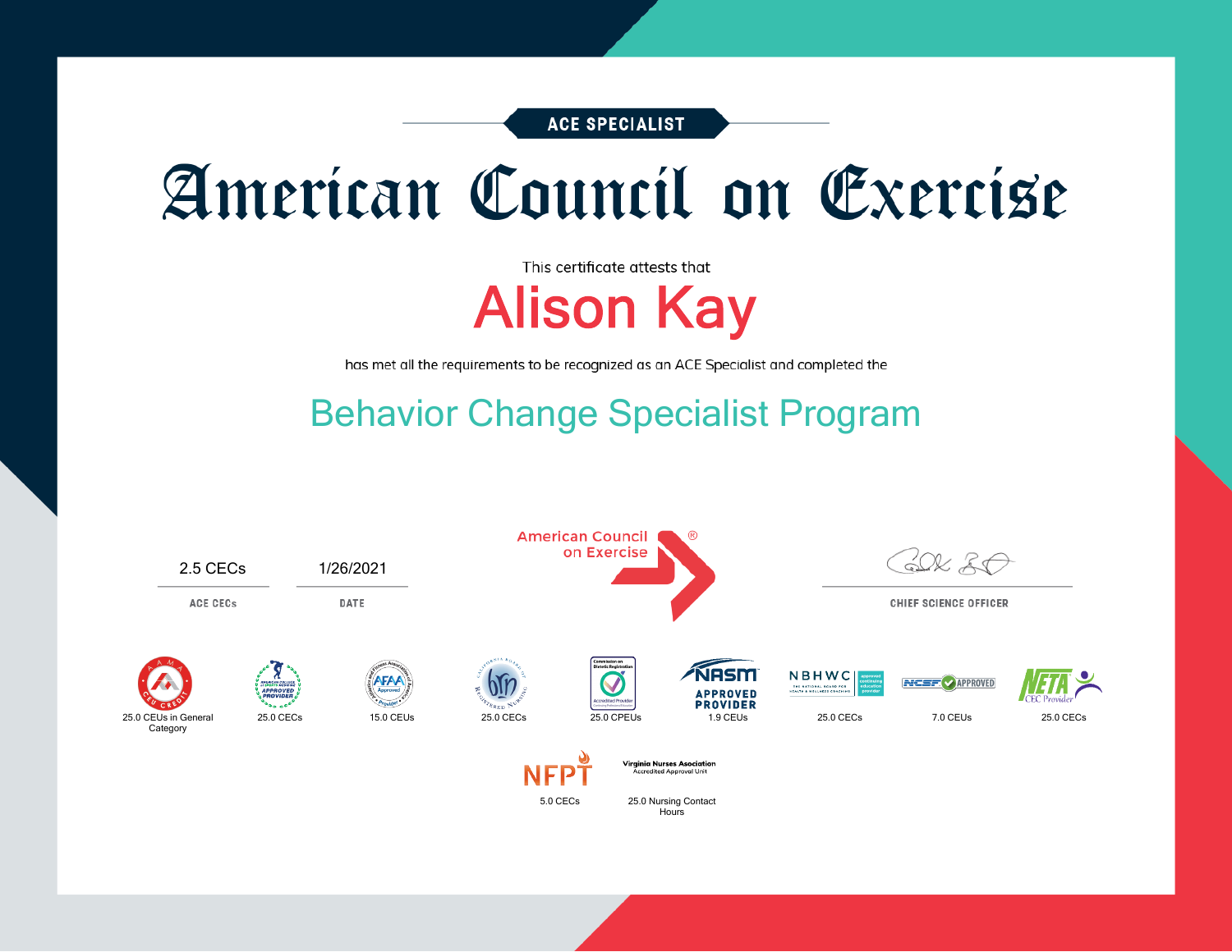ACE SPECIALIST

# American Council on Exercise

This certificate attests that

## Alison Kay

has met all the requirements to be recognized as an ACE Specialist and completed the

## Behavior Change Specialist Program

American Council on Exercise®

| 2.5 CECs | 1/26/2021 | |
|---|---|---|
| ACE CECs | DATE | CHIEF SCIENCE OFFICER |

- AAMA CEU CREDIT: 25.0 CEUs in General Category
- American College of Sports Medicine Approved Provider: 25.0 CECs
- AFAA Approved Provider: 15.0 CEUs
- California Board of Registered Nursing: 25.0 CECs
- Commission on Dietetic Registration Accredited Provider: 25.0 CPEUs
- NASM Approved Provider: 1.9 CEUs
- NBHWC: 25.0 CECs
- NCSF Approved: 7.0 CEUs
- NETA CEC Provider: 25.0 CECs
- NFPT: 5.0 CECs
- Virginia Nurses Association Accredited Approval Unit: 25.0 Nursing Contact Hours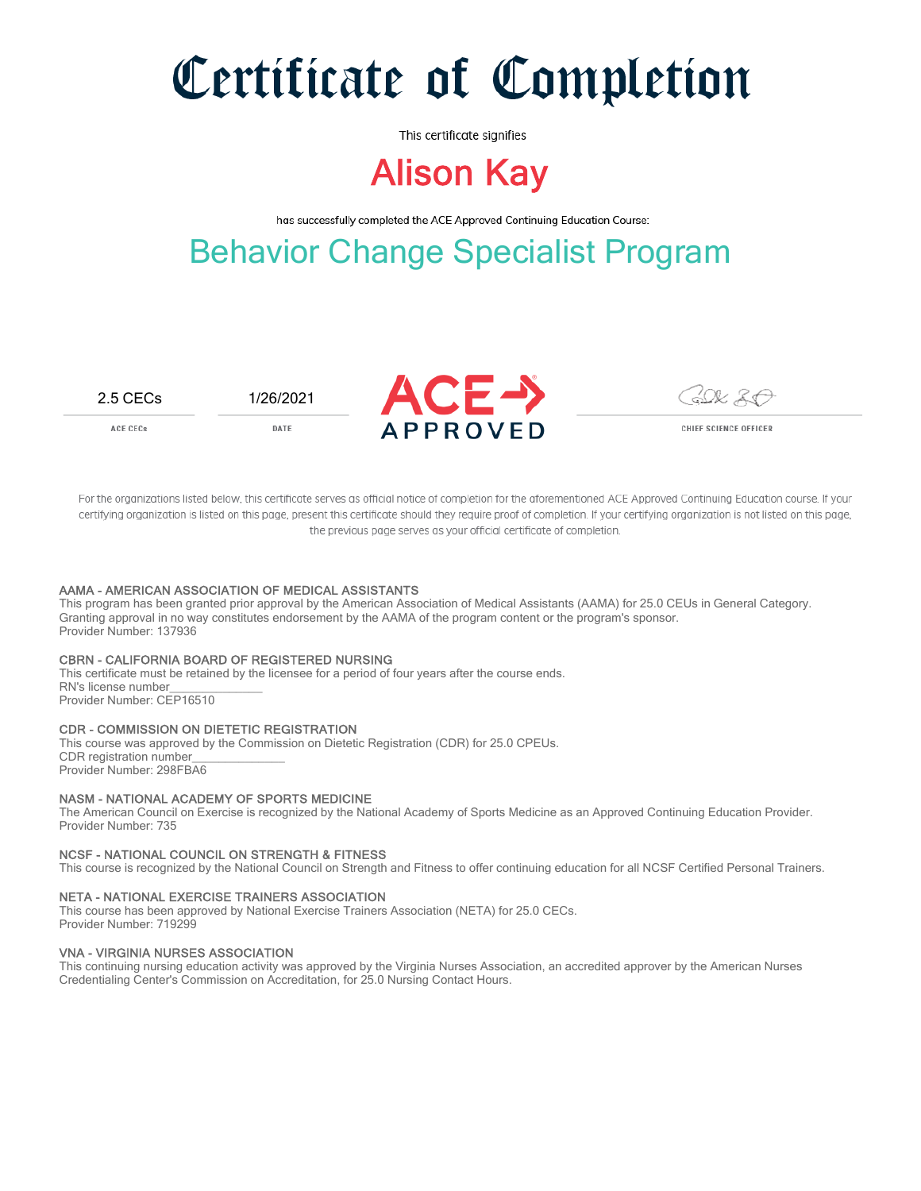# Certificate of Completion

This certificate signifies

## Alison Kay

has successfully completed the ACE Approved Continuing Education Course:

## Behavior Change Specialist Program

| 2.5 CECs | 1/26/2021 | ACE APPROVED | |
|---|---|---|---|
| ACE CECs | DATE | | CHIEF SCIENCE OFFICER |

For the organizations listed below, this certificate serves as official notice of completion for the aforementioned ACE Approved Continuing Education course. If your certifying organization is listed on this page, present this certificate should they require proof of completion. If your certifying organization is not listed on this page, the previous page serves as your official certificate of completion.

**AAMA - AMERICAN ASSOCIATION OF MEDICAL ASSISTANTS**
This program has been granted prior approval by the American Association of Medical Assistants (AAMA) for 25.0 CEUs in General Category. Granting approval in no way constitutes endorsement by the AAMA of the program content or the program's sponsor.
Provider Number: 137936

**CBRN - CALIFORNIA BOARD OF REGISTERED NURSING**
This certificate must be retained by the licensee for a period of four years after the course ends.
RN's license number_______________
Provider Number: CEP16510

**CDR - COMMISSION ON DIETETIC REGISTRATION**
This course was approved by the Commission on Dietetic Registration (CDR) for 25.0 CPEUs.
CDR registration number_______________
Provider Number: 298FBA6

**NASM - NATIONAL ACADEMY OF SPORTS MEDICINE**
The American Council on Exercise is recognized by the National Academy of Sports Medicine as an Approved Continuing Education Provider.
Provider Number: 735

**NCSF - NATIONAL COUNCIL ON STRENGTH & FITNESS**
This course is recognized by the National Council on Strength and Fitness to offer continuing education for all NCSF Certified Personal Trainers.

**NETA - NATIONAL EXERCISE TRAINERS ASSOCIATION**
This course has been approved by National Exercise Trainers Association (NETA) for 25.0 CECs.
Provider Number: 719299

**VNA - VIRGINIA NURSES ASSOCIATION**
This continuing nursing education activity was approved by the Virginia Nurses Association, an accredited approver by the American Nurses Credentialing Center's Commission on Accreditation, for 25.0 Nursing Contact Hours.